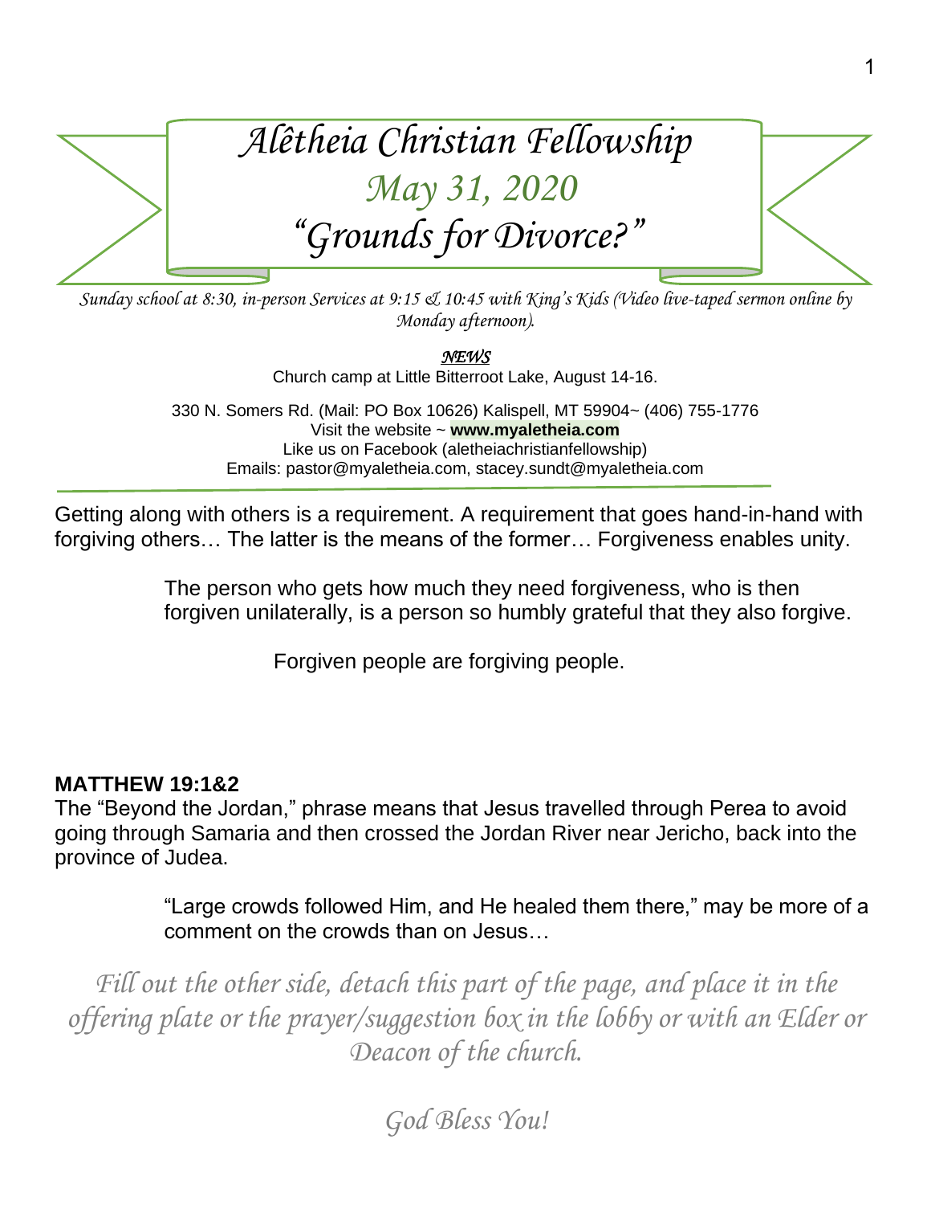# *Alêtheia Christian Fellowship*

## *May 31, 2020*

## *"Grounds for Divorce?"*

*Sunday school at 8:30, in-person Services at 9:15 & 10:45 with King's Kids (Video live-taped sermon online by Monday afternoon).*

***NEWS***

Church camp at Little Bitterroot Lake, August 14-16.

330 N. Somers Rd. (Mail: PO Box 10626) Kalispell, MT 59904~ (406) 755-1776
Visit the website ~ **www.myaletheia.com**
Like us on Facebook (aletheiachristianfellowship)
Emails: pastor@myaletheia.com, stacey.sundt@myaletheia.com

---

Getting along with others is a requirement. A requirement that goes hand-in-hand with forgiving others… The latter is the means of the former… Forgiveness enables unity.

> The person who gets how much they need forgiveness, who is then forgiven unilaterally, is a person so humbly grateful that they also forgive.
>
> Forgiven people are forgiving people.

**MATTHEW 19:1&2**

The "Beyond the Jordan," phrase means that Jesus travelled through Perea to avoid going through Samaria and then crossed the Jordan River near Jericho, back into the province of Judea.

> "Large crowds followed Him, and He healed them there," may be more of a comment on the crowds than on Jesus…

*Fill out the other side, detach this part of the page, and place it in the offering plate or the prayer/suggestion box in the lobby or with an Elder or Deacon of the church.*

*God Bless You!*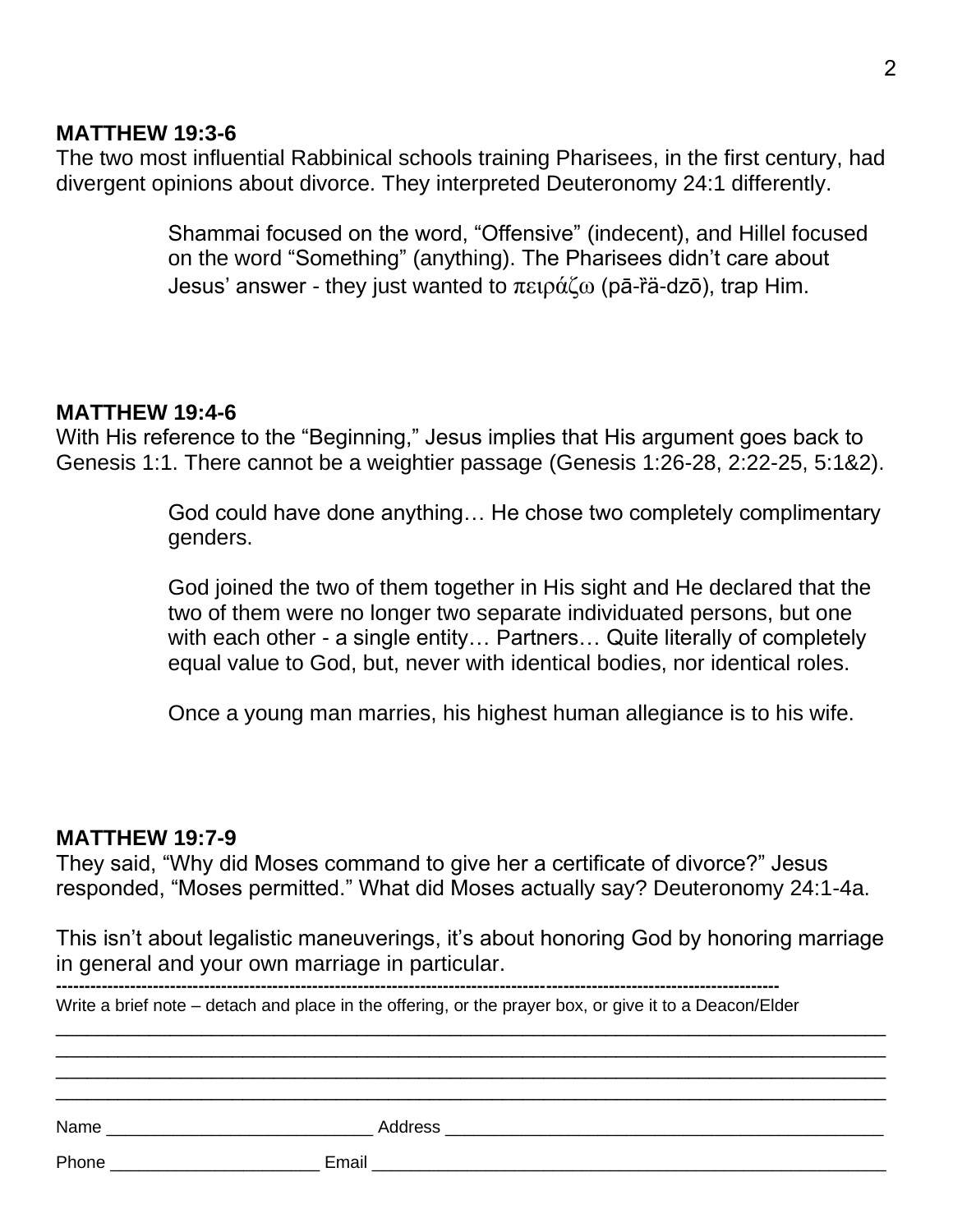**MATTHEW 19:3-6**

The two most influential Rabbinical schools training Pharisees, in the first century, had divergent opinions about divorce. They interpreted Deuteronomy 24:1 differently.

> Shammai focused on the word, “Offensive” (indecent), and Hillel focused on the word “Something” (anything). The Pharisees didn’t care about Jesus’ answer - they just wanted to πειράζω (pā-ȓä-dzō), trap Him.

**MATTHEW 19:4-6**

With His reference to the “Beginning,” Jesus implies that His argument goes back to Genesis 1:1. There cannot be a weightier passage (Genesis 1:26-28, 2:22-25, 5:1&2).

> God could have done anything… He chose two completely complimentary genders.
>
> God joined the two of them together in His sight and He declared that the two of them were no longer two separate individuated persons, but one with each other - a single entity… Partners… Quite literally of completely equal value to God, but, never with identical bodies, nor identical roles.
>
> Once a young man marries, his highest human allegiance is to his wife.

**MATTHEW 19:7-9**

They said, “Why did Moses command to give her a certificate of divorce?” Jesus responded, “Moses permitted.” What did Moses actually say? Deuteronomy 24:1-4a.

This isn’t about legalistic maneuverings, it’s about honoring God by honoring marriage in general and your own marriage in particular.

---

Write a brief note – detach and place in the offering, or the prayer box, or give it to a Deacon/Elder

____________________________________________________________________________________

____________________________________________________________________________________

____________________________________________________________________________________

____________________________________________________________________________________

Name ____________________________ Address ______________________________________________

Phone ______________________ Email ________________________________________________________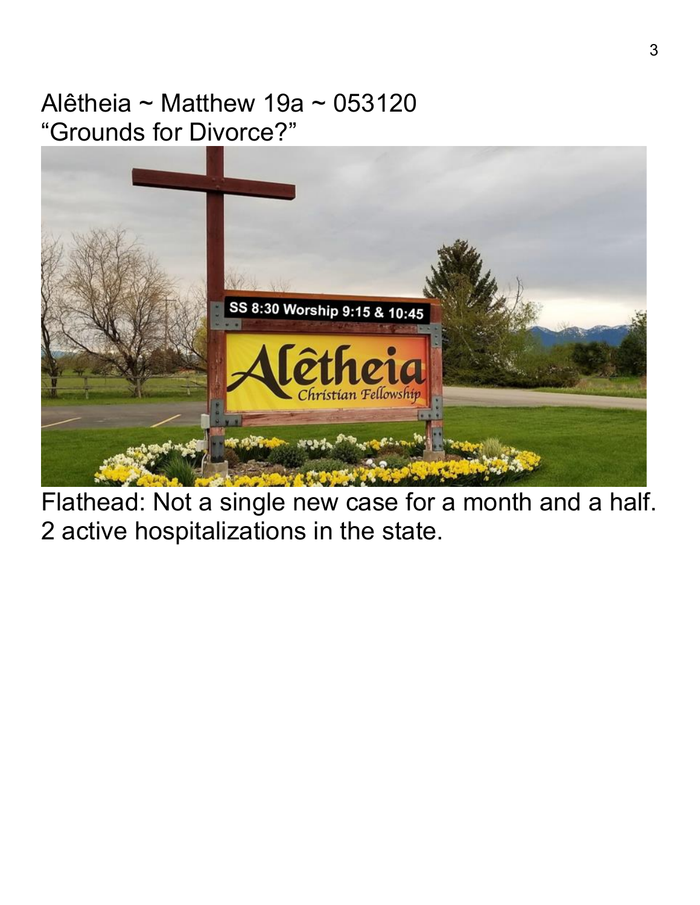Alêtheia ~ Matthew 19a ~ 053120
"Grounds for Divorce?"

Flathead: Not a single new case for a month and a half.
2 active hospitalizations in the state.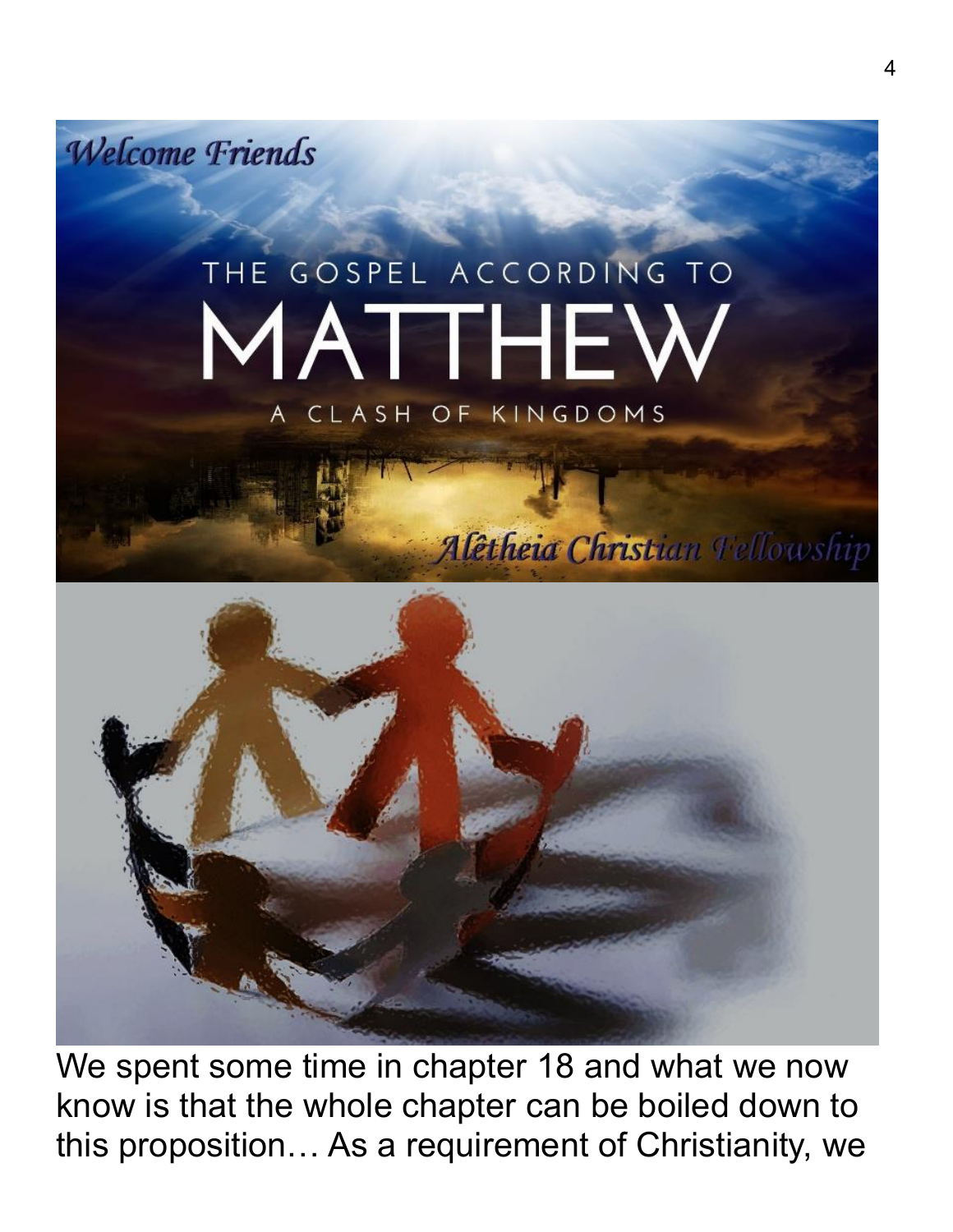We spent some time in chapter 18 and what we now know is that the whole chapter can be boiled down to this proposition… As a requirement of Christianity, we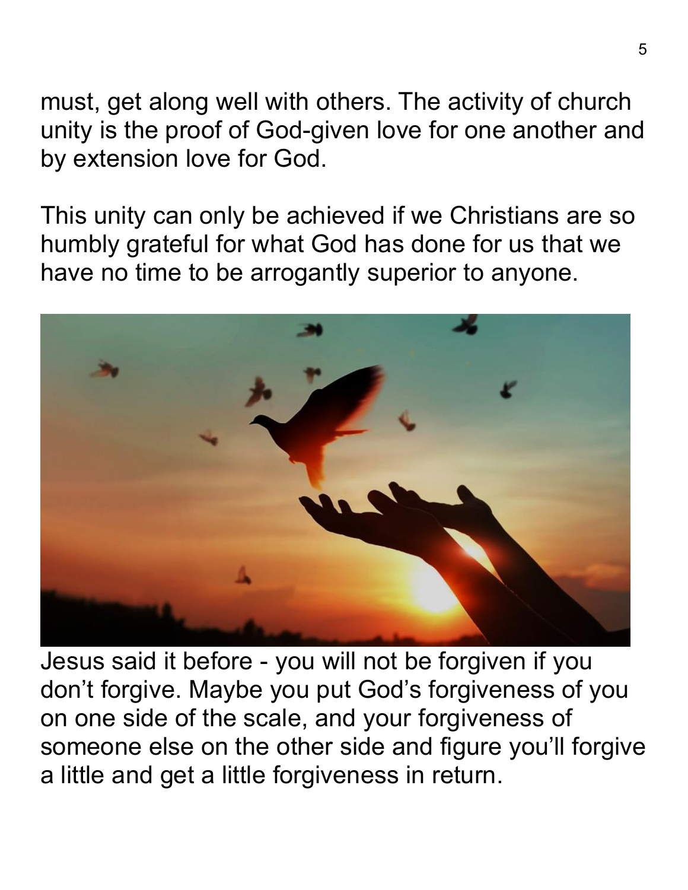must, get along well with others. The activity of church unity is the proof of God-given love for one another and by extension love for God.

This unity can only be achieved if we Christians are so humbly grateful for what God has done for us that we have no time to be arrogantly superior to anyone.

Jesus said it before - you will not be forgiven if you don't forgive. Maybe you put God's forgiveness of you on one side of the scale, and your forgiveness of someone else on the other side and figure you'll forgive a little and get a little forgiveness in return.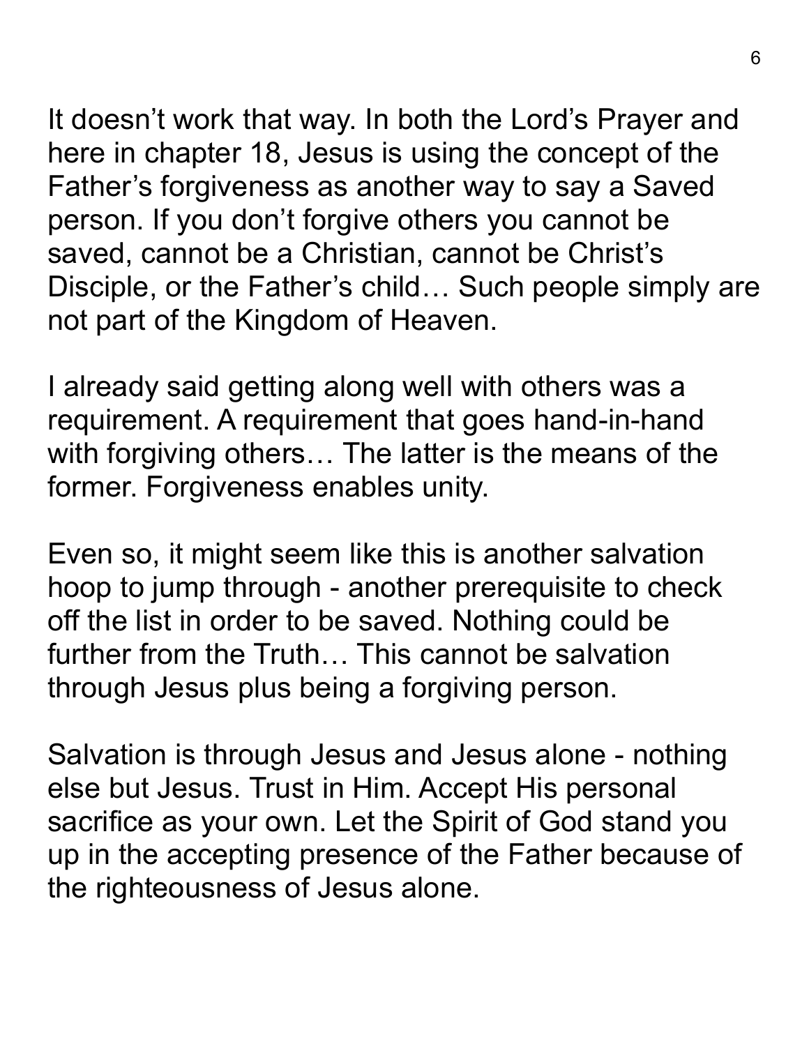It doesn't work that way. In both the Lord's Prayer and here in chapter 18, Jesus is using the concept of the Father's forgiveness as another way to say a Saved person. If you don't forgive others you cannot be saved, cannot be a Christian, cannot be Christ's Disciple, or the Father's child… Such people simply are not part of the Kingdom of Heaven.

I already said getting along well with others was a requirement. A requirement that goes hand-in-hand with forgiving others… The latter is the means of the former. Forgiveness enables unity.

Even so, it might seem like this is another salvation hoop to jump through - another prerequisite to check off the list in order to be saved. Nothing could be further from the Truth… This cannot be salvation through Jesus plus being a forgiving person.

Salvation is through Jesus and Jesus alone - nothing else but Jesus. Trust in Him. Accept His personal sacrifice as your own. Let the Spirit of God stand you up in the accepting presence of the Father because of the righteousness of Jesus alone.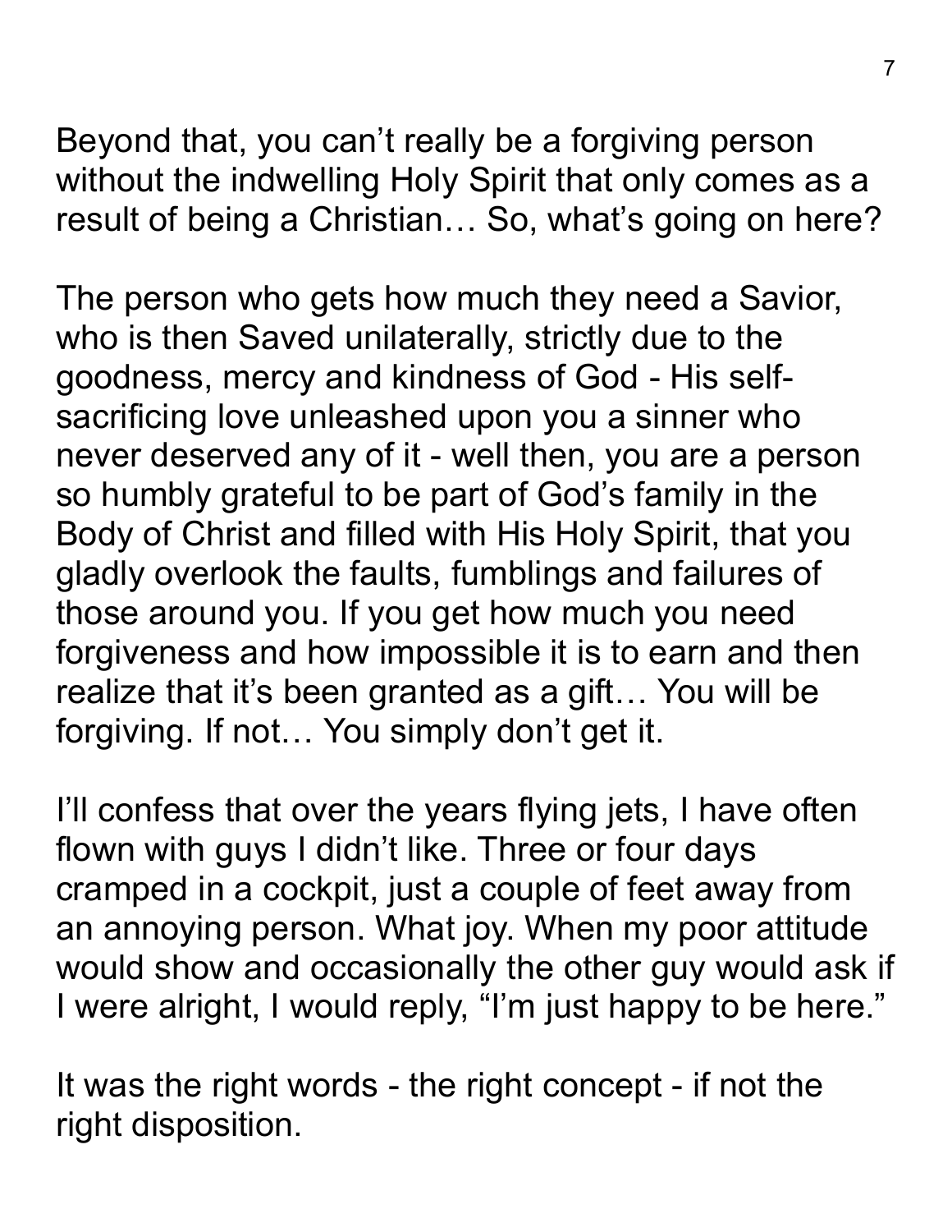Beyond that, you can't really be a forgiving person without the indwelling Holy Spirit that only comes as a result of being a Christian… So, what's going on here?

The person who gets how much they need a Savior, who is then Saved unilaterally, strictly due to the goodness, mercy and kindness of God - His self-sacrificing love unleashed upon you a sinner who never deserved any of it - well then, you are a person so humbly grateful to be part of God's family in the Body of Christ and filled with His Holy Spirit, that you gladly overlook the faults, fumblings and failures of those around you. If you get how much you need forgiveness and how impossible it is to earn and then realize that it's been granted as a gift… You will be forgiving. If not… You simply don't get it.

I'll confess that over the years flying jets, I have often flown with guys I didn't like. Three or four days cramped in a cockpit, just a couple of feet away from an annoying person. What joy. When my poor attitude would show and occasionally the other guy would ask if I were alright, I would reply, "I'm just happy to be here."

It was the right words - the right concept - if not the right disposition.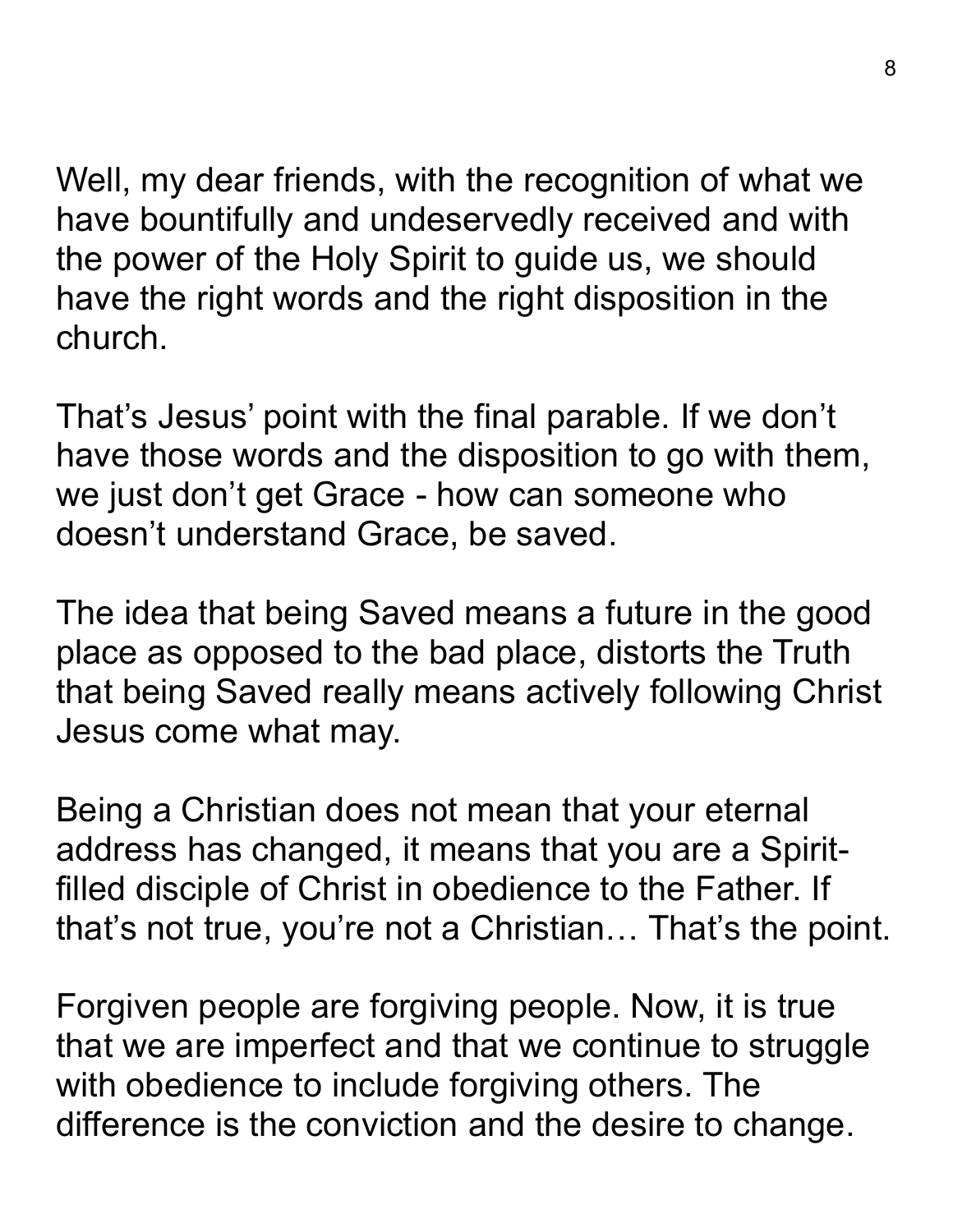Well, my dear friends, with the recognition of what we have bountifully and undeservedly received and with the power of the Holy Spirit to guide us, we should have the right words and the right disposition in the church.

That's Jesus' point with the final parable. If we don't have those words and the disposition to go with them, we just don't get Grace - how can someone who doesn't understand Grace, be saved.

The idea that being Saved means a future in the good place as opposed to the bad place, distorts the Truth that being Saved really means actively following Christ Jesus come what may.

Being a Christian does not mean that your eternal address has changed, it means that you are a Spirit-filled disciple of Christ in obedience to the Father. If that's not true, you're not a Christian… That's the point.

Forgiven people are forgiving people. Now, it is true that we are imperfect and that we continue to struggle with obedience to include forgiving others. The difference is the conviction and the desire to change.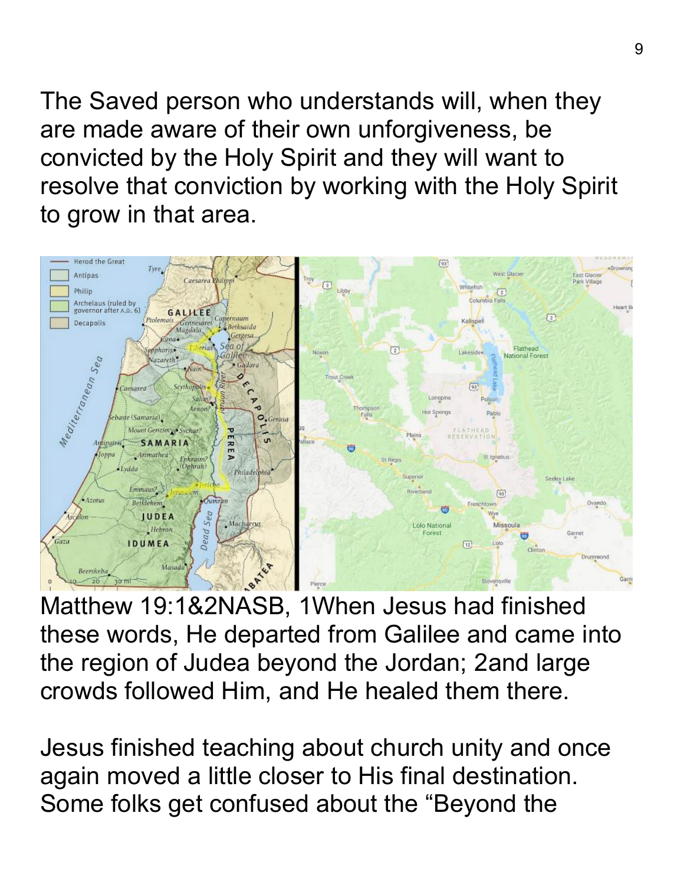The Saved person who understands will, when they are made aware of their own unforgiveness, be convicted by the Holy Spirit and they will want to resolve that conviction by working with the Holy Spirit to grow in that area.

Matthew 19:1&2NASB, 1When Jesus had finished these words, He departed from Galilee and came into the region of Judea beyond the Jordan; 2and large crowds followed Him, and He healed them there.

Jesus finished teaching about church unity and once again moved a little closer to His final destination. Some folks get confused about the "Beyond the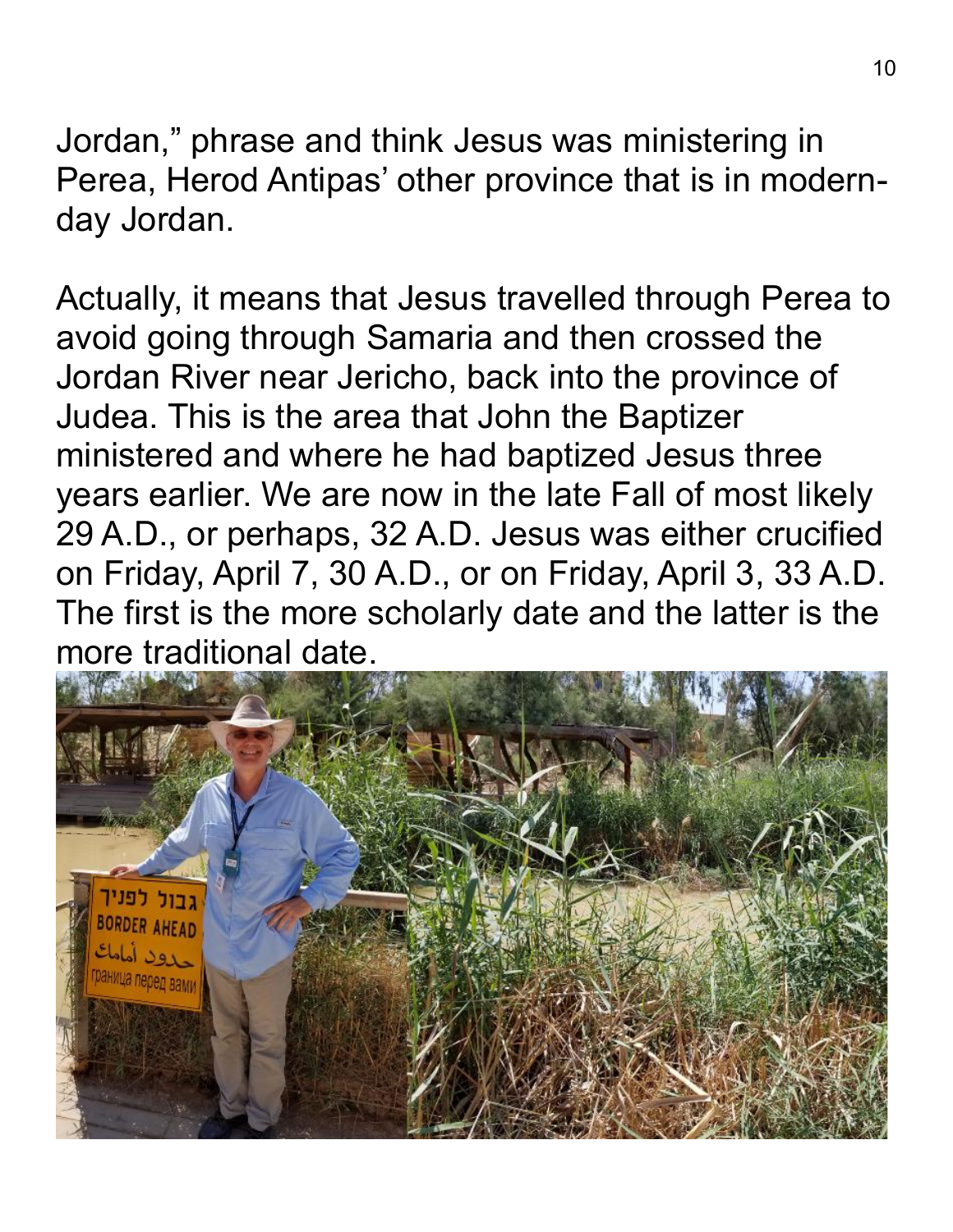Jordan," phrase and think Jesus was ministering in Perea, Herod Antipas' other province that is in modern-day Jordan.

Actually, it means that Jesus travelled through Perea to avoid going through Samaria and then crossed the Jordan River near Jericho, back into the province of Judea. This is the area that John the Baptizer ministered and where he had baptized Jesus three years earlier. We are now in the late Fall of most likely 29 A.D., or perhaps, 32 A.D. Jesus was either crucified on Friday, April 7, 30 A.D., or on Friday, April 3, 33 A.D. The first is the more scholarly date and the latter is the more traditional date.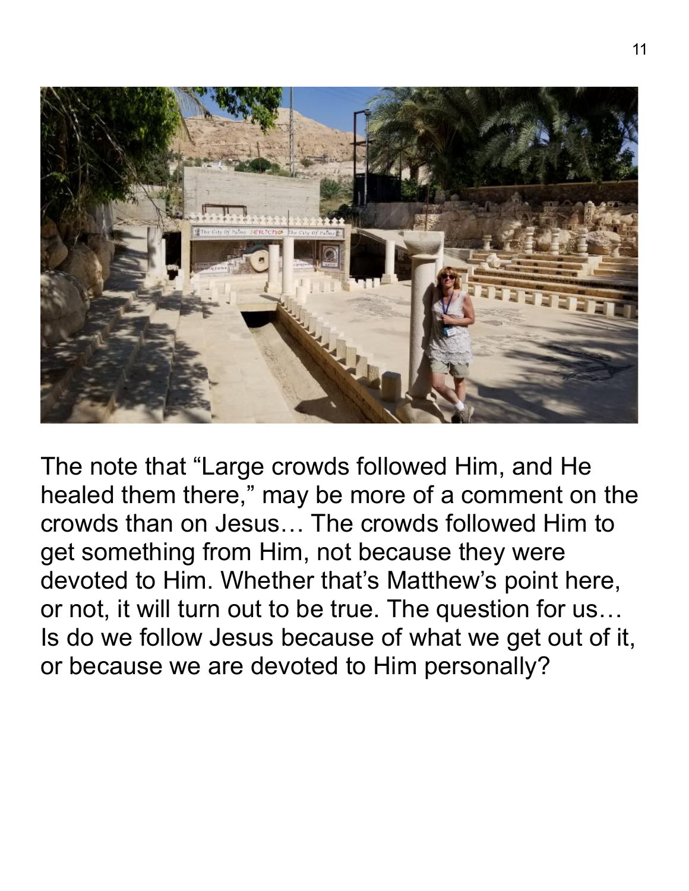The note that “Large crowds followed Him, and He healed them there,” may be more of a comment on the crowds than on Jesus… The crowds followed Him to get something from Him, not because they were devoted to Him. Whether that’s Matthew’s point here, or not, it will turn out to be true. The question for us… Is do we follow Jesus because of what we get out of it, or because we are devoted to Him personally?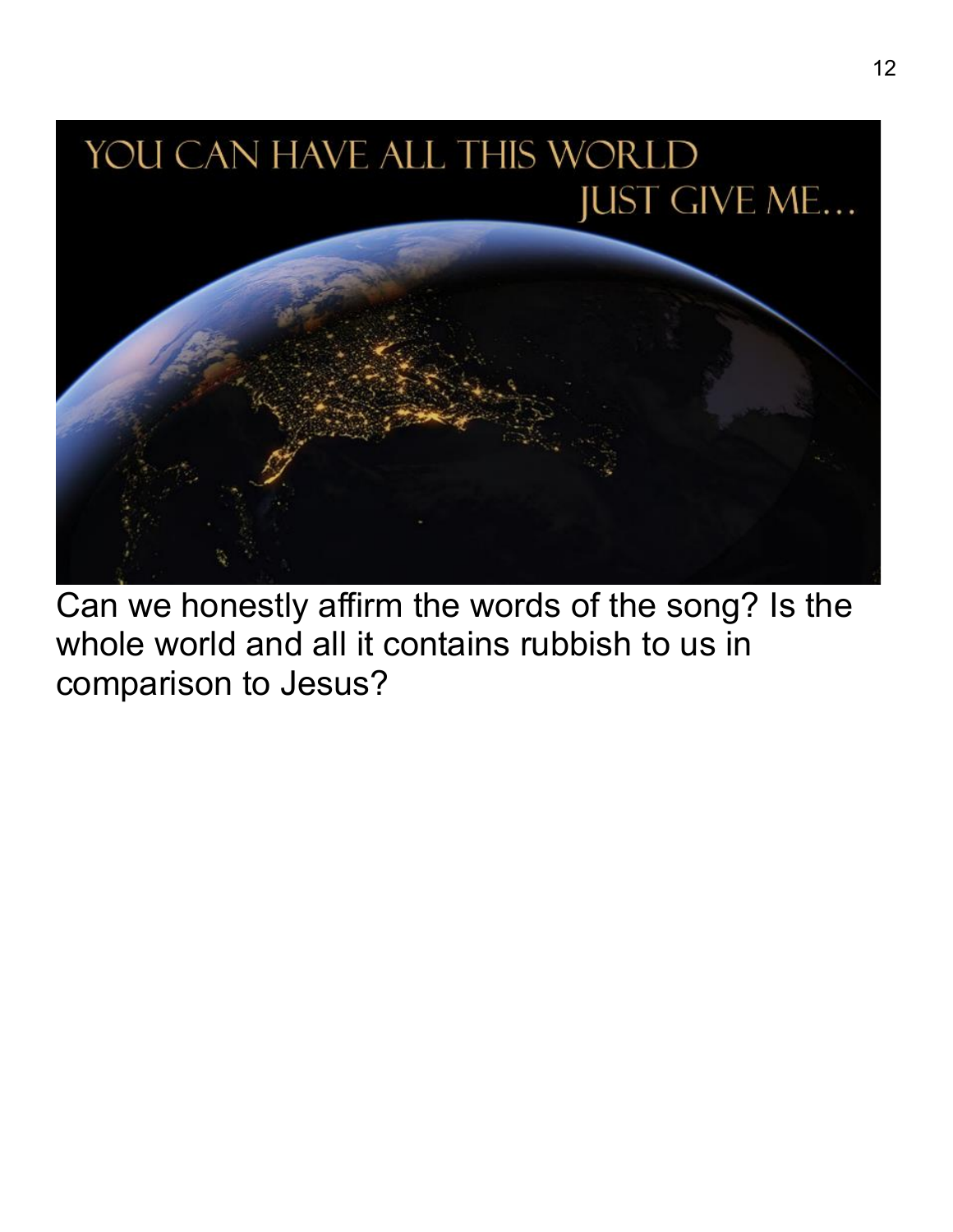YOU CAN HAVE ALL THIS WORLD JUST GIVE ME...

Can we honestly affirm the words of the song? Is the whole world and all it contains rubbish to us in comparison to Jesus?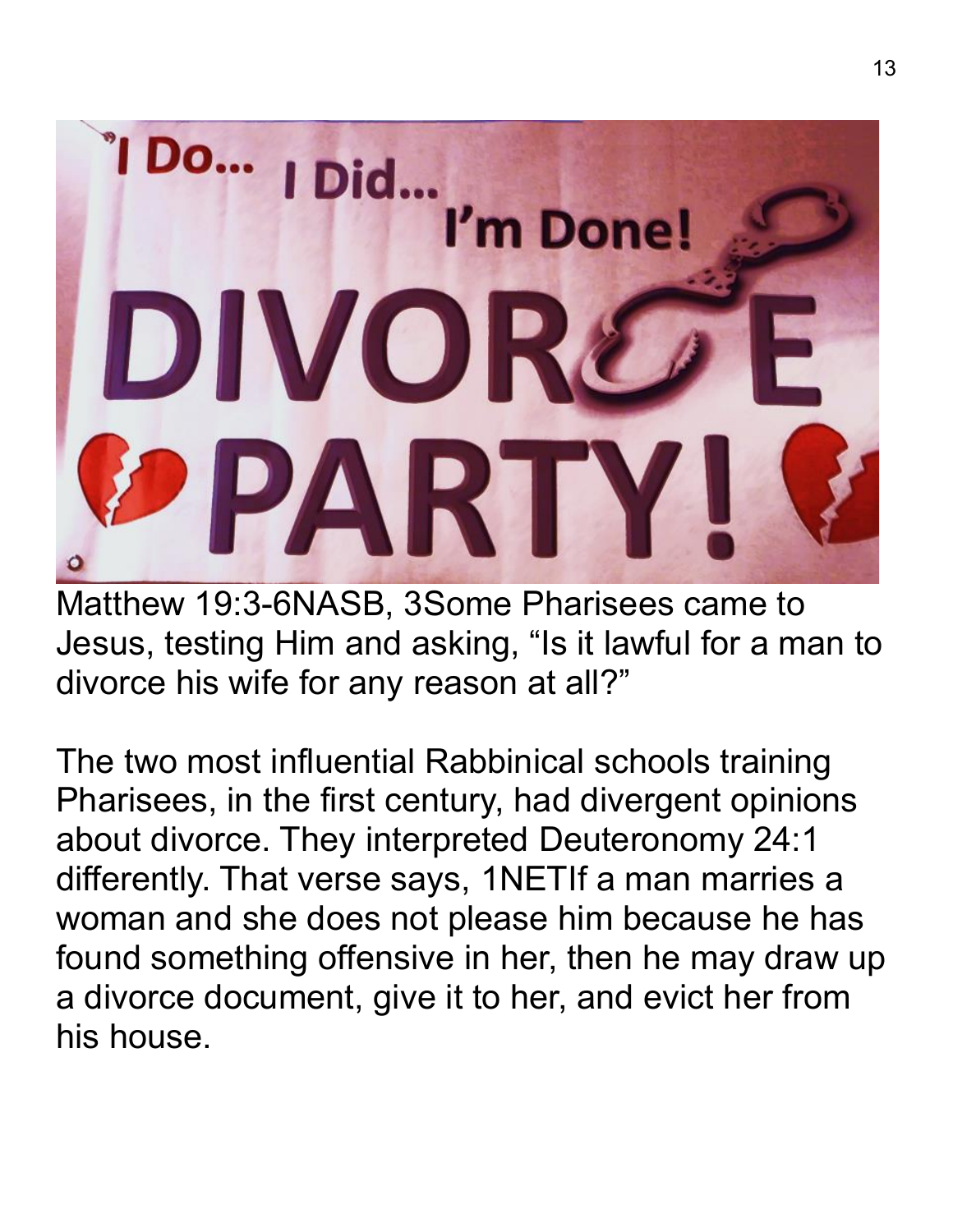Matthew 19:3-6NASB, 3Some Pharisees came to Jesus, testing Him and asking, “Is it lawful for a man to divorce his wife for any reason at all?”

The two most influential Rabbinical schools training Pharisees, in the first century, had divergent opinions about divorce. They interpreted Deuteronomy 24:1 differently. That verse says, 1NETIf a man marries a woman and she does not please him because he has found something offensive in her, then he may draw up a divorce document, give it to her, and evict her from his house.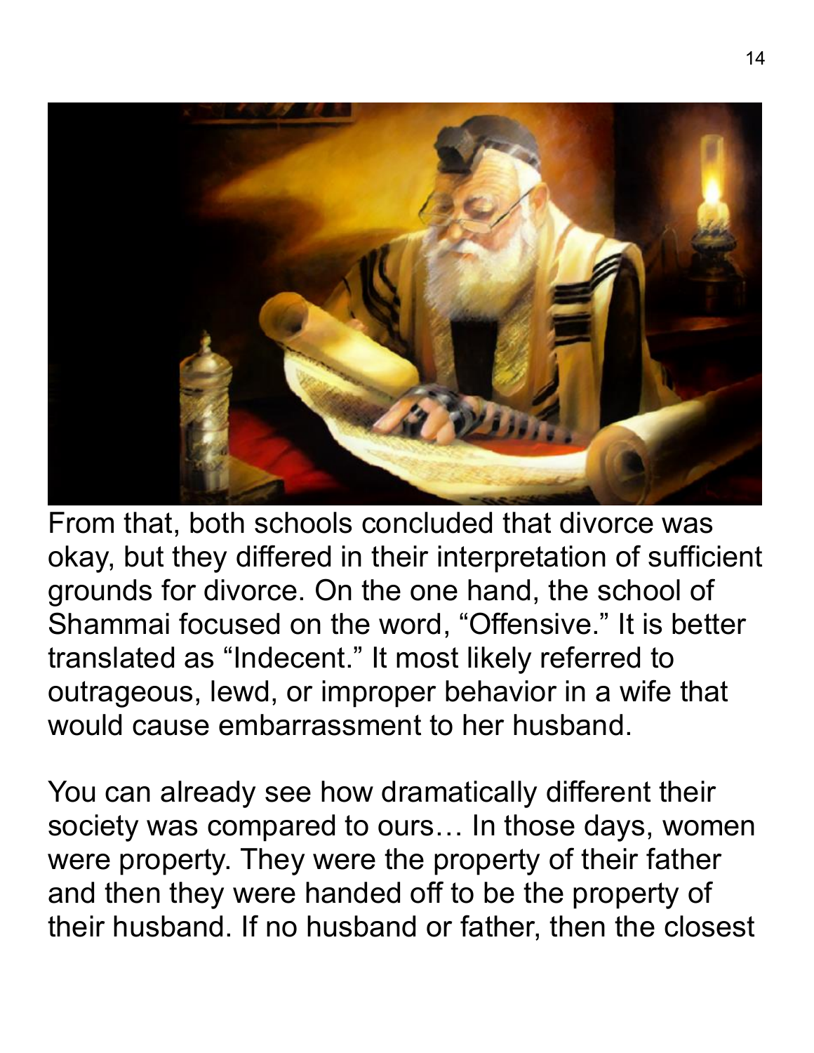From that, both schools concluded that divorce was okay, but they differed in their interpretation of sufficient grounds for divorce. On the one hand, the school of Shammai focused on the word, "Offensive." It is better translated as "Indecent." It most likely referred to outrageous, lewd, or improper behavior in a wife that would cause embarrassment to her husband.

You can already see how dramatically different their society was compared to ours… In those days, women were property. They were the property of their father and then they were handed off to be the property of their husband. If no husband or father, then the closest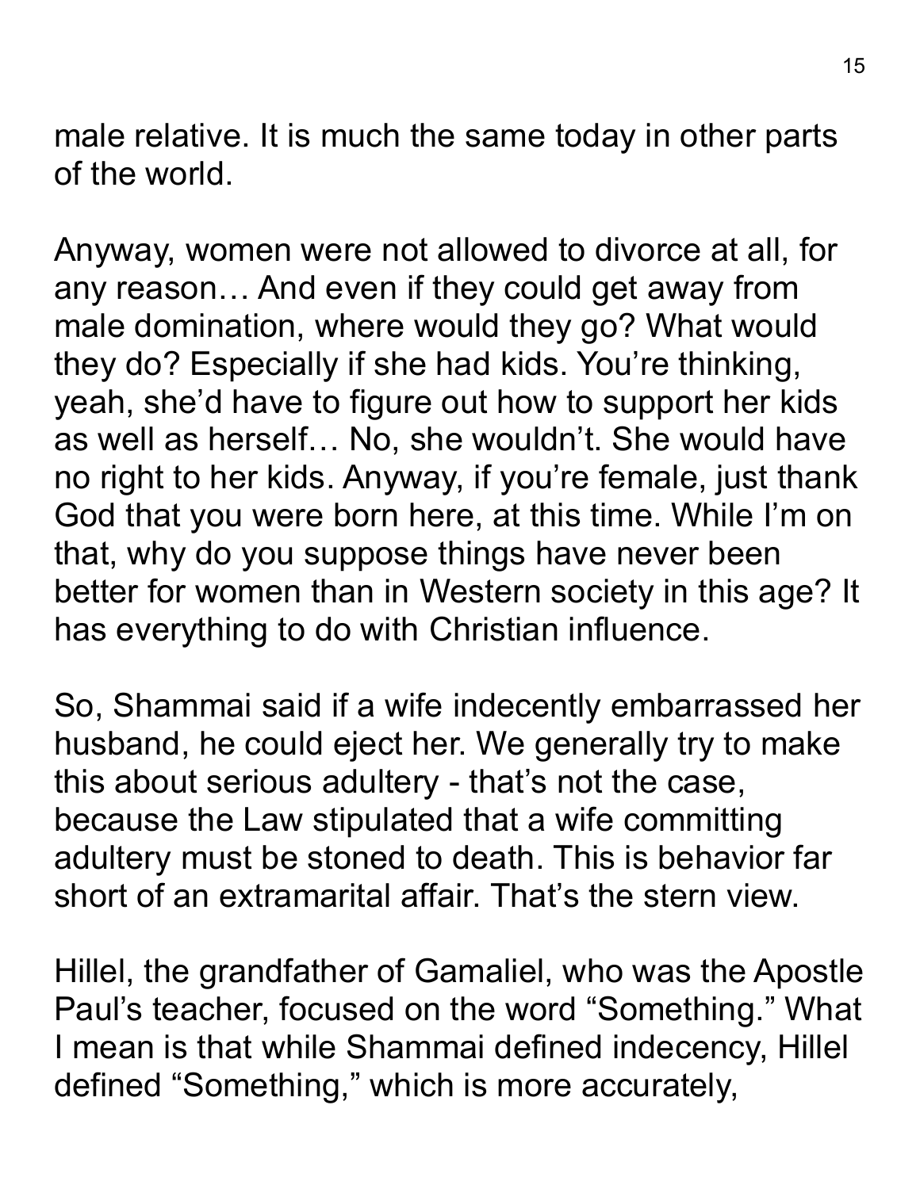male relative. It is much the same today in other parts of the world.

Anyway, women were not allowed to divorce at all, for any reason… And even if they could get away from male domination, where would they go? What would they do? Especially if she had kids. You're thinking, yeah, she'd have to figure out how to support her kids as well as herself… No, she wouldn't. She would have no right to her kids. Anyway, if you're female, just thank God that you were born here, at this time. While I'm on that, why do you suppose things have never been better for women than in Western society in this age? It has everything to do with Christian influence.

So, Shammai said if a wife indecently embarrassed her husband, he could eject her. We generally try to make this about serious adultery - that's not the case, because the Law stipulated that a wife committing adultery must be stoned to death. This is behavior far short of an extramarital affair. That's the stern view.

Hillel, the grandfather of Gamaliel, who was the Apostle Paul's teacher, focused on the word "Something." What I mean is that while Shammai defined indecency, Hillel defined "Something," which is more accurately,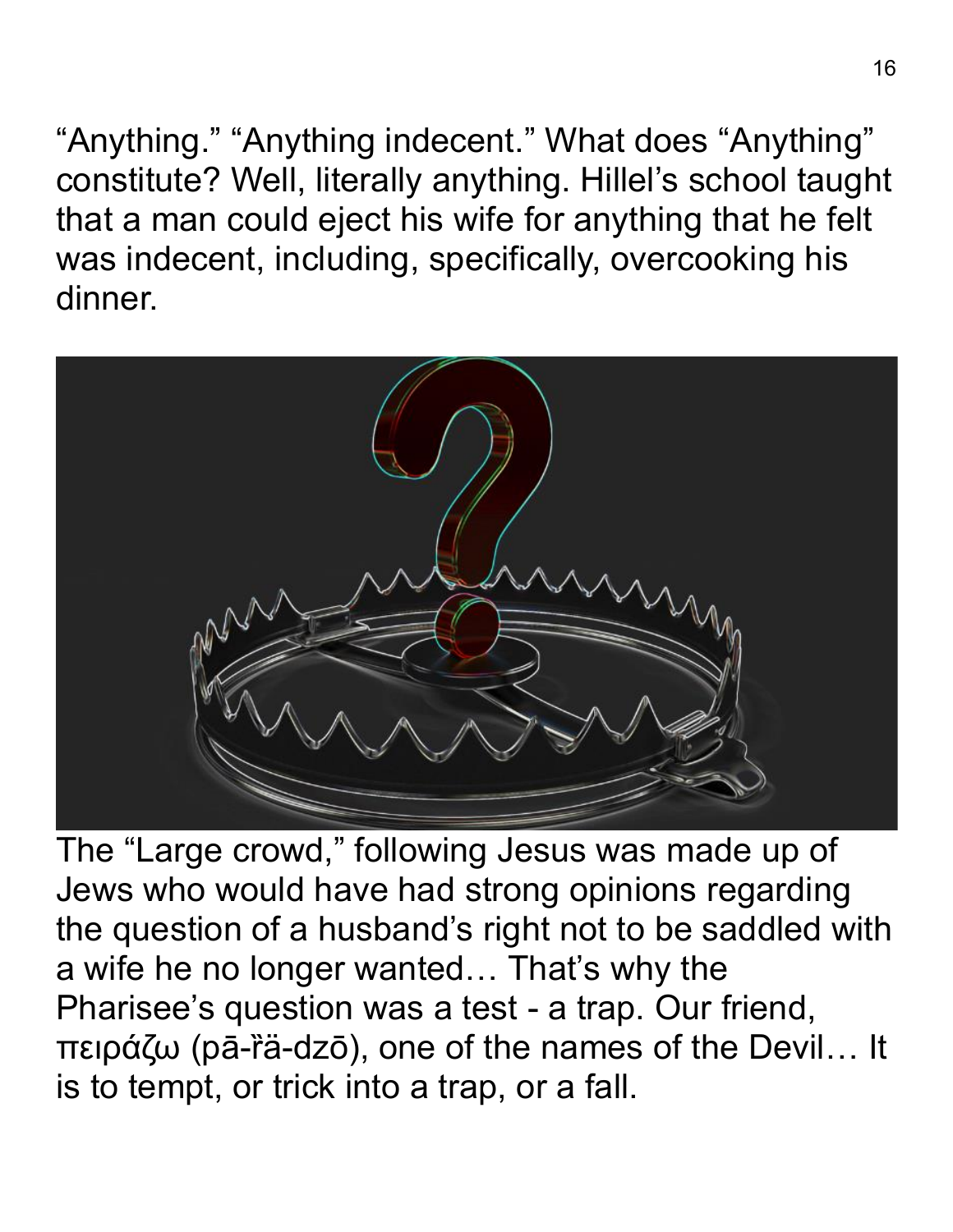"Anything." "Anything indecent." What does "Anything" constitute? Well, literally anything. Hillel's school taught that a man could eject his wife for anything that he felt was indecent, including, specifically, overcooking his dinner.

The "Large crowd," following Jesus was made up of Jews who would have had strong opinions regarding the question of a husband's right not to be saddled with a wife he no longer wanted… That's why the Pharisee's question was a test - a trap. Our friend, πειράζω (pā-ȑä-dzō), one of the names of the Devil… It is to tempt, or trick into a trap, or a fall.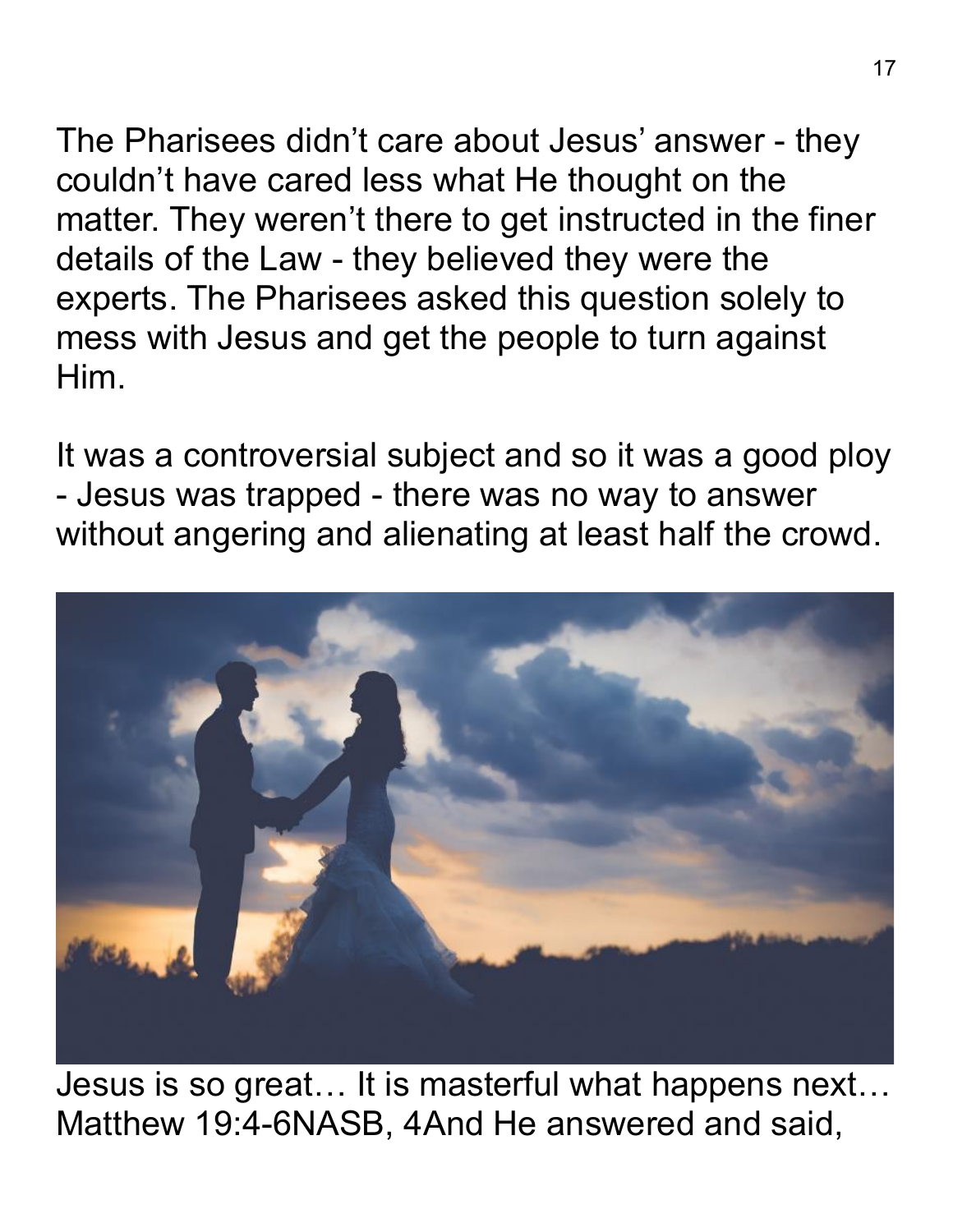The Pharisees didn't care about Jesus' answer - they couldn't have cared less what He thought on the matter. They weren't there to get instructed in the finer details of the Law - they believed they were the experts. The Pharisees asked this question solely to mess with Jesus and get the people to turn against Him.

It was a controversial subject and so it was a good ploy - Jesus was trapped - there was no way to answer without angering and alienating at least half the crowd.

Jesus is so great… It is masterful what happens next… Matthew 19:4-6NASB, 4And He answered and said,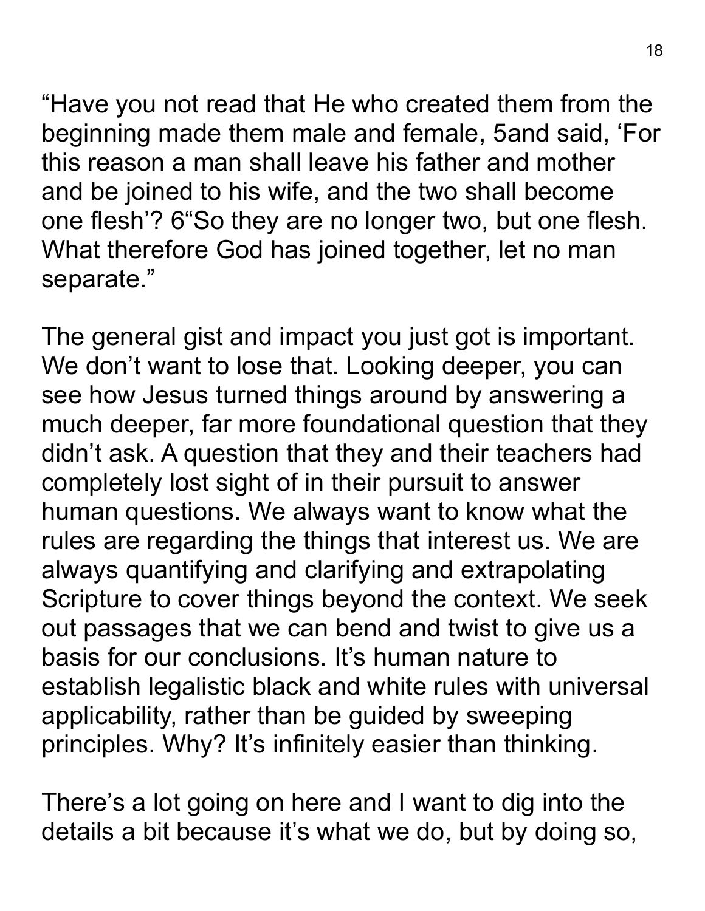“Have you not read that He who created them from the beginning made them male and female, 5and said, ‘For this reason a man shall leave his father and mother and be joined to his wife, and the two shall become one flesh’? 6“So they are no longer two, but one flesh. What therefore God has joined together, let no man separate.”

The general gist and impact you just got is important. We don’t want to lose that. Looking deeper, you can see how Jesus turned things around by answering a much deeper, far more foundational question that they didn’t ask. A question that they and their teachers had completely lost sight of in their pursuit to answer human questions. We always want to know what the rules are regarding the things that interest us. We are always quantifying and clarifying and extrapolating Scripture to cover things beyond the context. We seek out passages that we can bend and twist to give us a basis for our conclusions. It’s human nature to establish legalistic black and white rules with universal applicability, rather than be guided by sweeping principles. Why? It’s infinitely easier than thinking.

There’s a lot going on here and I want to dig into the details a bit because it’s what we do, but by doing so,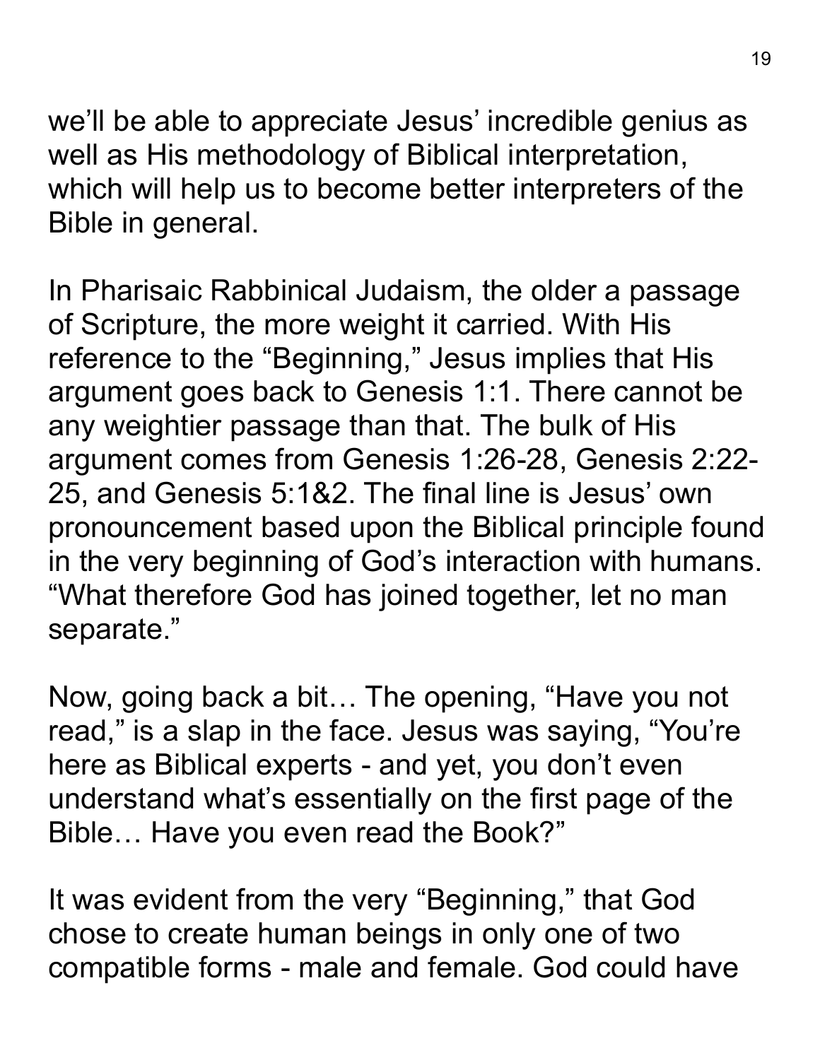we'll be able to appreciate Jesus' incredible genius as well as His methodology of Biblical interpretation, which will help us to become better interpreters of the Bible in general.

In Pharisaic Rabbinical Judaism, the older a passage of Scripture, the more weight it carried. With His reference to the "Beginning," Jesus implies that His argument goes back to Genesis 1:1. There cannot be any weightier passage than that. The bulk of His argument comes from Genesis 1:26-28, Genesis 2:22-25, and Genesis 5:1&2. The final line is Jesus' own pronouncement based upon the Biblical principle found in the very beginning of God's interaction with humans. "What therefore God has joined together, let no man separate."

Now, going back a bit… The opening, "Have you not read," is a slap in the face. Jesus was saying, "You're here as Biblical experts - and yet, you don't even understand what's essentially on the first page of the Bible… Have you even read the Book?"

It was evident from the very "Beginning," that God chose to create human beings in only one of two compatible forms - male and female. God could have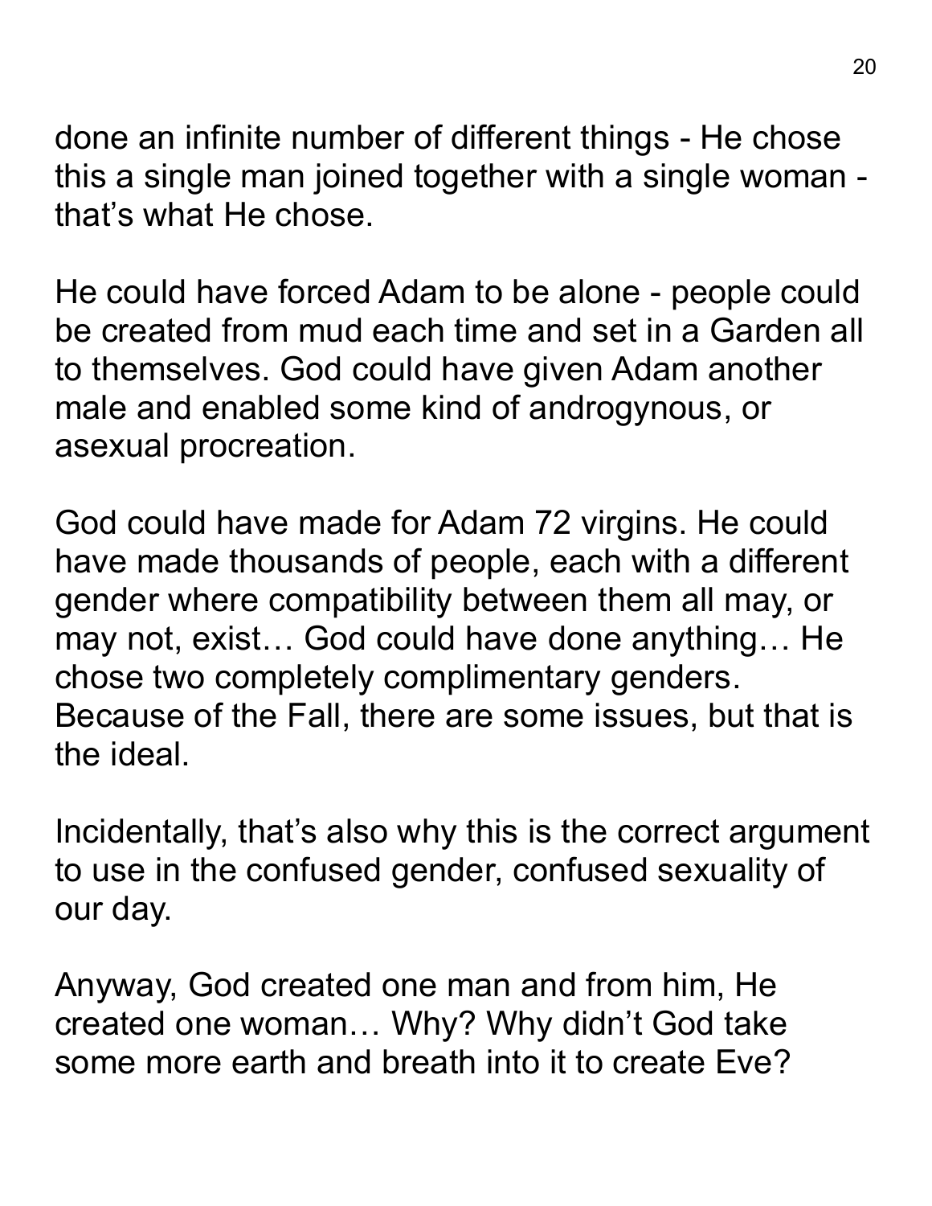done an infinite number of different things - He chose this a single man joined together with a single woman - that's what He chose.

He could have forced Adam to be alone - people could be created from mud each time and set in a Garden all to themselves. God could have given Adam another male and enabled some kind of androgynous, or asexual procreation.

God could have made for Adam 72 virgins. He could have made thousands of people, each with a different gender where compatibility between them all may, or may not, exist… God could have done anything… He chose two completely complimentary genders. Because of the Fall, there are some issues, but that is the ideal.

Incidentally, that's also why this is the correct argument to use in the confused gender, confused sexuality of our day.

Anyway, God created one man and from him, He created one woman… Why? Why didn't God take some more earth and breath into it to create Eve?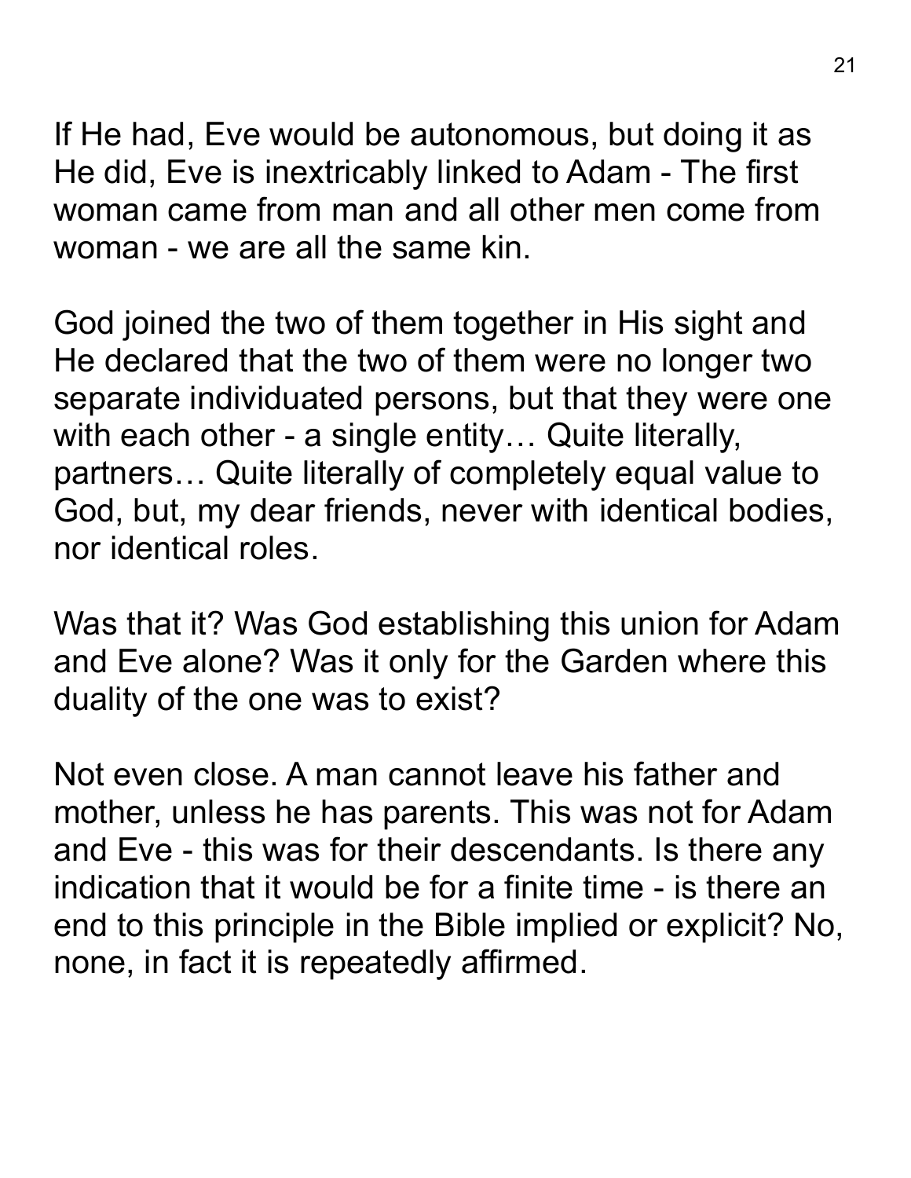If He had, Eve would be autonomous, but doing it as He did, Eve is inextricably linked to Adam - The first woman came from man and all other men come from woman - we are all the same kin.

God joined the two of them together in His sight and He declared that the two of them were no longer two separate individuated persons, but that they were one with each other - a single entity… Quite literally, partners… Quite literally of completely equal value to God, but, my dear friends, never with identical bodies, nor identical roles.

Was that it? Was God establishing this union for Adam and Eve alone? Was it only for the Garden where this duality of the one was to exist?

Not even close. A man cannot leave his father and mother, unless he has parents. This was not for Adam and Eve - this was for their descendants. Is there any indication that it would be for a finite time - is there an end to this principle in the Bible implied or explicit? No, none, in fact it is repeatedly affirmed.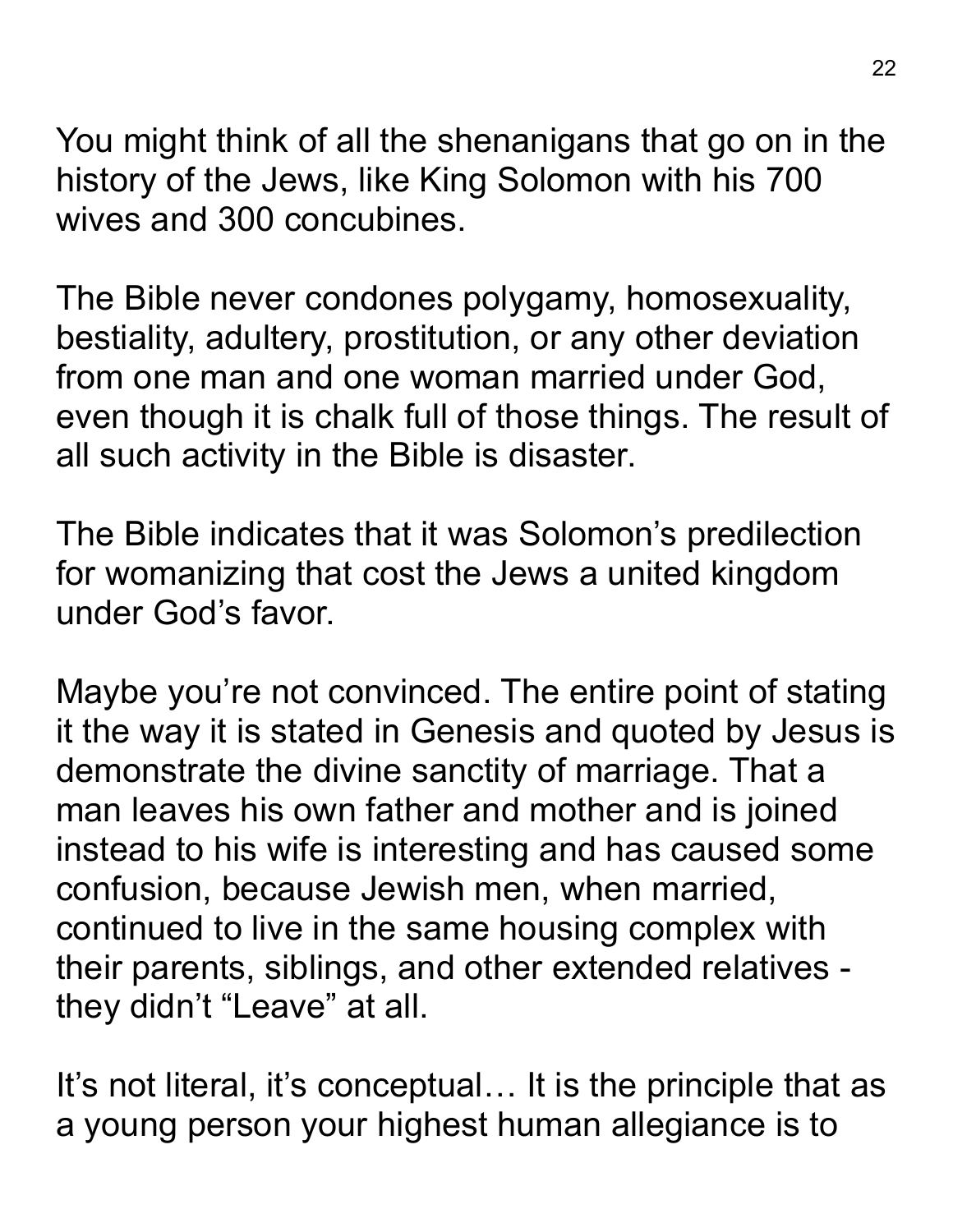You might think of all the shenanigans that go on in the history of the Jews, like King Solomon with his 700 wives and 300 concubines.

The Bible never condones polygamy, homosexuality, bestiality, adultery, prostitution, or any other deviation from one man and one woman married under God, even though it is chalk full of those things. The result of all such activity in the Bible is disaster.

The Bible indicates that it was Solomon's predilection for womanizing that cost the Jews a united kingdom under God's favor.

Maybe you're not convinced. The entire point of stating it the way it is stated in Genesis and quoted by Jesus is demonstrate the divine sanctity of marriage. That a man leaves his own father and mother and is joined instead to his wife is interesting and has caused some confusion, because Jewish men, when married, continued to live in the same housing complex with their parents, siblings, and other extended relatives - they didn't "Leave" at all.

It's not literal, it's conceptual… It is the principle that as a young person your highest human allegiance is to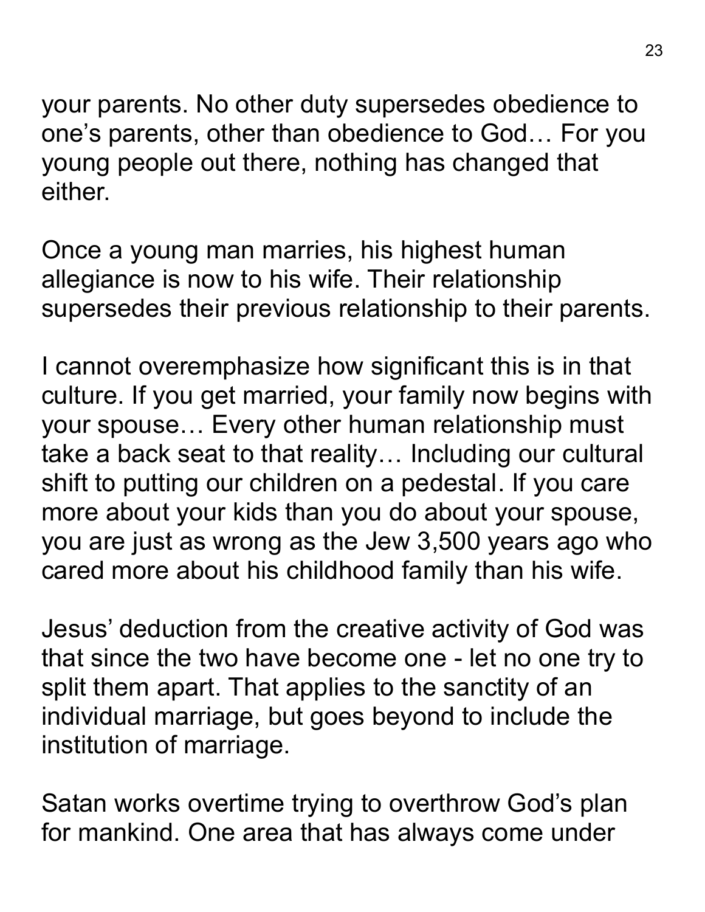your parents. No other duty supersedes obedience to one's parents, other than obedience to God… For you young people out there, nothing has changed that either.

Once a young man marries, his highest human allegiance is now to his wife. Their relationship supersedes their previous relationship to their parents.

I cannot overemphasize how significant this is in that culture. If you get married, your family now begins with your spouse… Every other human relationship must take a back seat to that reality… Including our cultural shift to putting our children on a pedestal. If you care more about your kids than you do about your spouse, you are just as wrong as the Jew 3,500 years ago who cared more about his childhood family than his wife.

Jesus' deduction from the creative activity of God was that since the two have become one - let no one try to split them apart. That applies to the sanctity of an individual marriage, but goes beyond to include the institution of marriage.

Satan works overtime trying to overthrow God's plan for mankind. One area that has always come under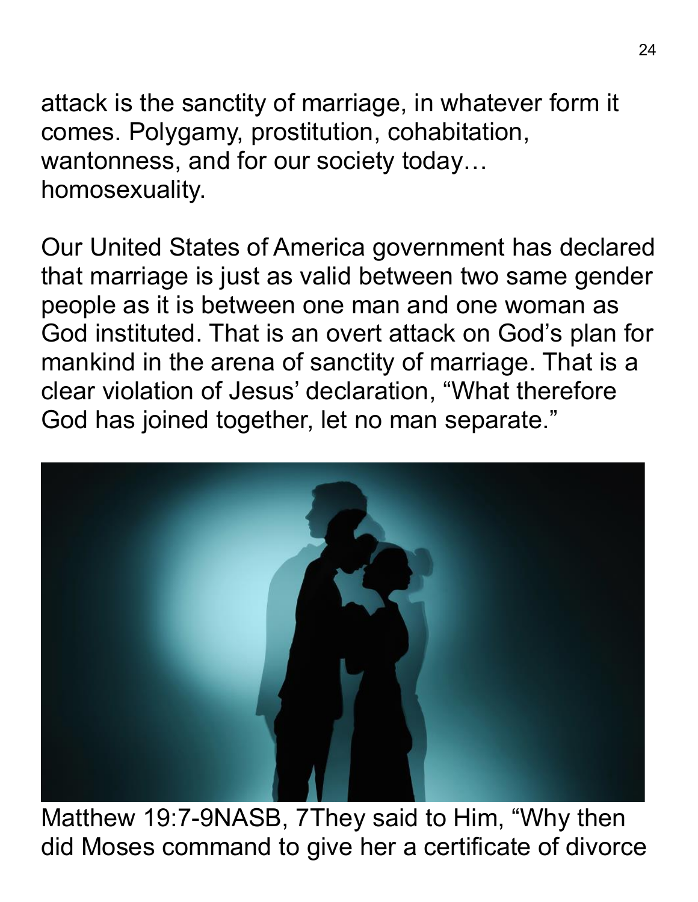attack is the sanctity of marriage, in whatever form it comes. Polygamy, prostitution, cohabitation, wantonness, and for our society today… homosexuality.

Our United States of America government has declared that marriage is just as valid between two same gender people as it is between one man and one woman as God instituted. That is an overt attack on God's plan for mankind in the arena of sanctity of marriage. That is a clear violation of Jesus' declaration, "What therefore God has joined together, let no man separate."

Matthew 19:7-9NASB, 7They said to Him, "Why then did Moses command to give her a certificate of divorce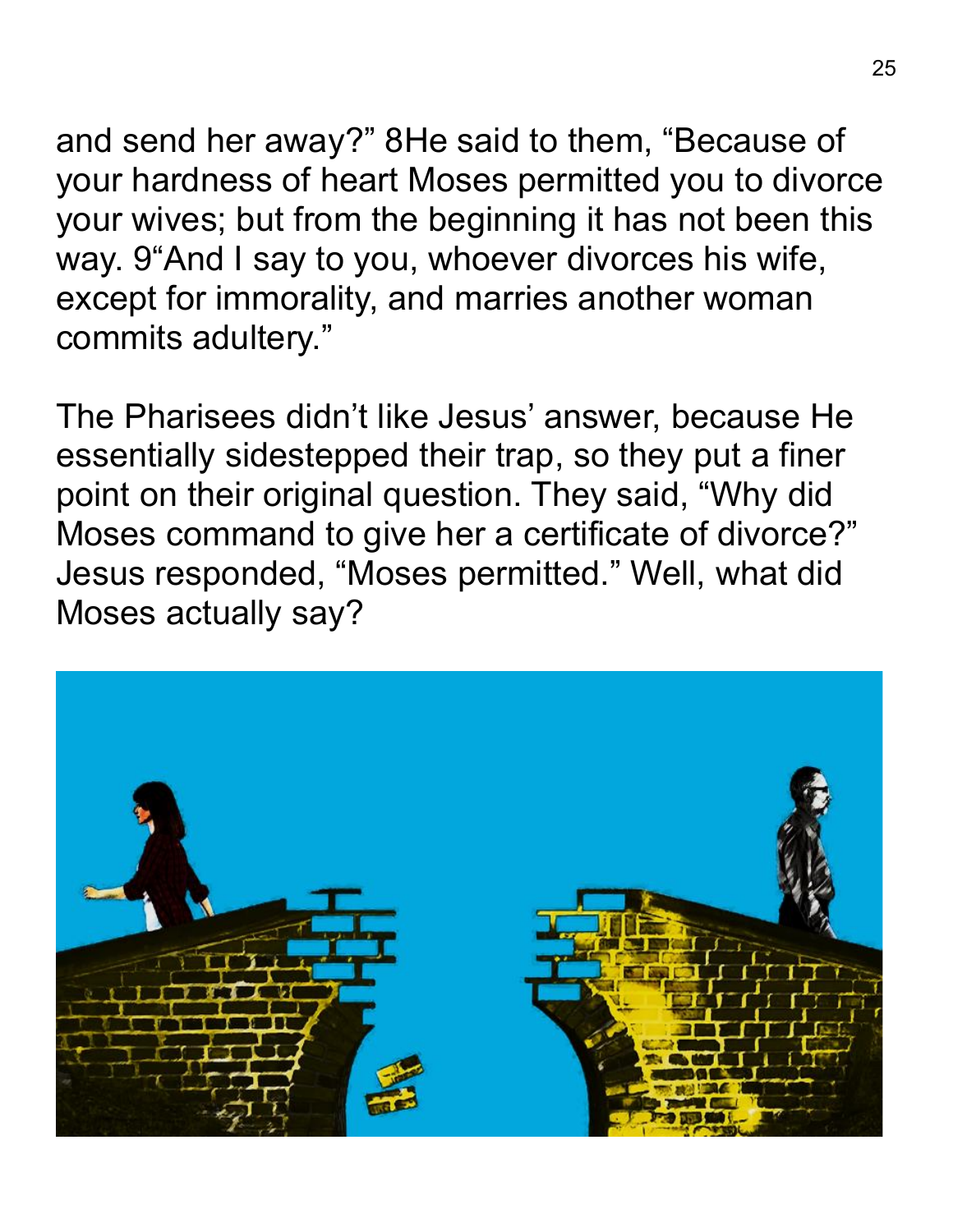and send her away?" 8He said to them, "Because of your hardness of heart Moses permitted you to divorce your wives; but from the beginning it has not been this way. 9"And I say to you, whoever divorces his wife, except for immorality, and marries another woman commits adultery."

The Pharisees didn't like Jesus' answer, because He essentially sidestepped their trap, so they put a finer point on their original question. They said, "Why did Moses command to give her a certificate of divorce?" Jesus responded, "Moses permitted." Well, what did Moses actually say?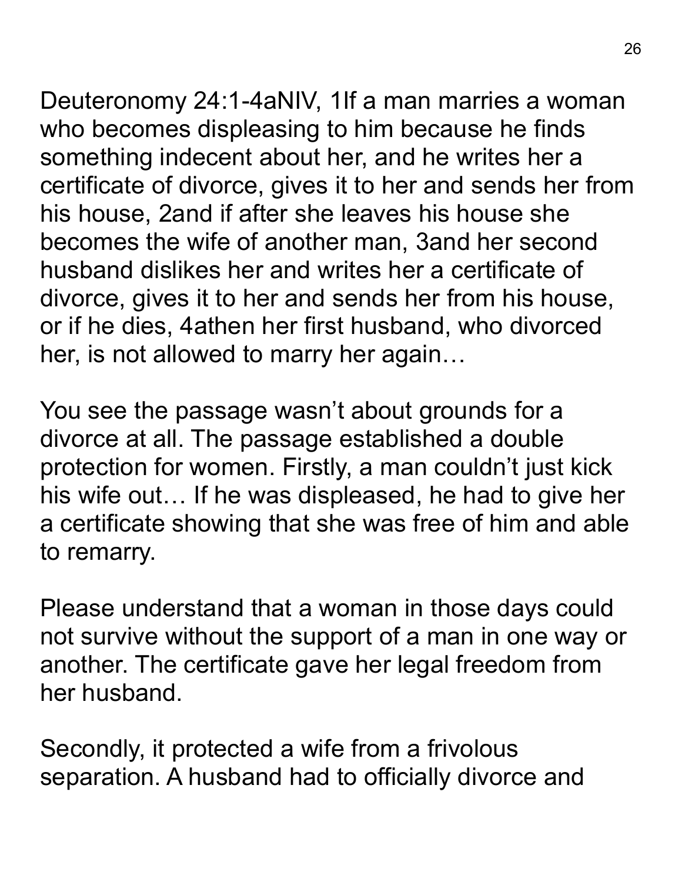Deuteronomy 24:1-4aNIV, 1If a man marries a woman who becomes displeasing to him because he finds something indecent about her, and he writes her a certificate of divorce, gives it to her and sends her from his house, 2and if after she leaves his house she becomes the wife of another man, 3and her second husband dislikes her and writes her a certificate of divorce, gives it to her and sends her from his house, or if he dies, 4athen her first husband, who divorced her, is not allowed to marry her again…

You see the passage wasn't about grounds for a divorce at all. The passage established a double protection for women. Firstly, a man couldn't just kick his wife out… If he was displeased, he had to give her a certificate showing that she was free of him and able to remarry.

Please understand that a woman in those days could not survive without the support of a man in one way or another. The certificate gave her legal freedom from her husband.

Secondly, it protected a wife from a frivolous separation. A husband had to officially divorce and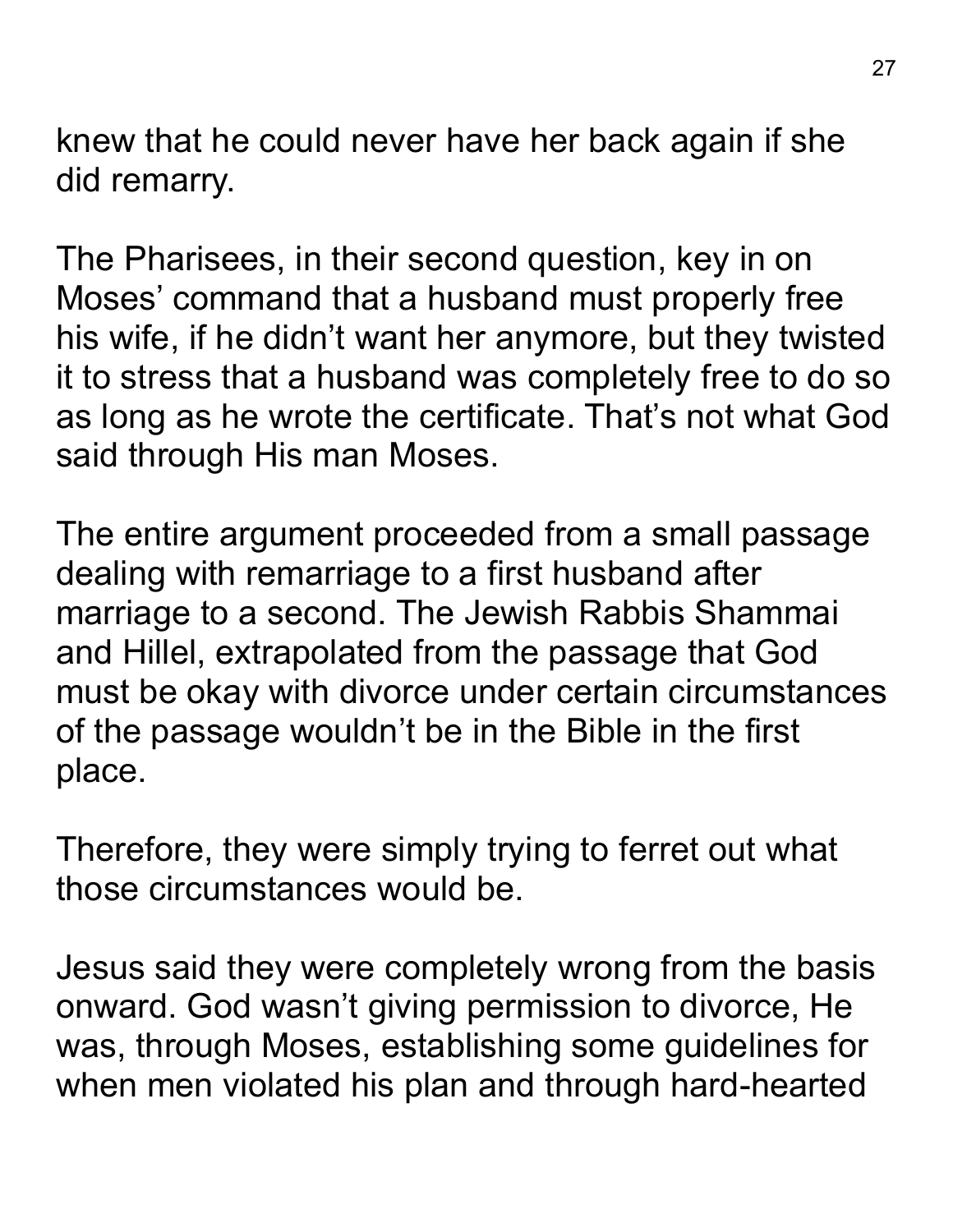knew that he could never have her back again if she did remarry.

The Pharisees, in their second question, key in on Moses' command that a husband must properly free his wife, if he didn't want her anymore, but they twisted it to stress that a husband was completely free to do so as long as he wrote the certificate. That's not what God said through His man Moses.

The entire argument proceeded from a small passage dealing with remarriage to a first husband after marriage to a second. The Jewish Rabbis Shammai and Hillel, extrapolated from the passage that God must be okay with divorce under certain circumstances of the passage wouldn't be in the Bible in the first place.

Therefore, they were simply trying to ferret out what those circumstances would be.

Jesus said they were completely wrong from the basis onward. God wasn't giving permission to divorce, He was, through Moses, establishing some guidelines for when men violated his plan and through hard-hearted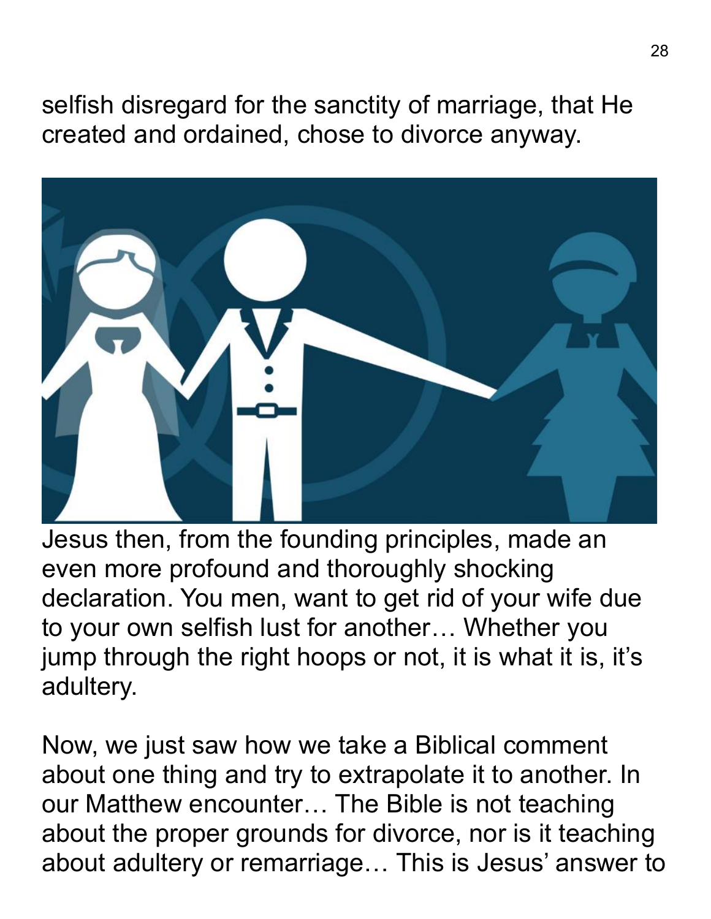selfish disregard for the sanctity of marriage, that He created and ordained, chose to divorce anyway.

Jesus then, from the founding principles, made an even more profound and thoroughly shocking declaration. You men, want to get rid of your wife due to your own selfish lust for another… Whether you jump through the right hoops or not, it is what it is, it's adultery.

Now, we just saw how we take a Biblical comment about one thing and try to extrapolate it to another. In our Matthew encounter… The Bible is not teaching about the proper grounds for divorce, nor is it teaching about adultery or remarriage… This is Jesus' answer to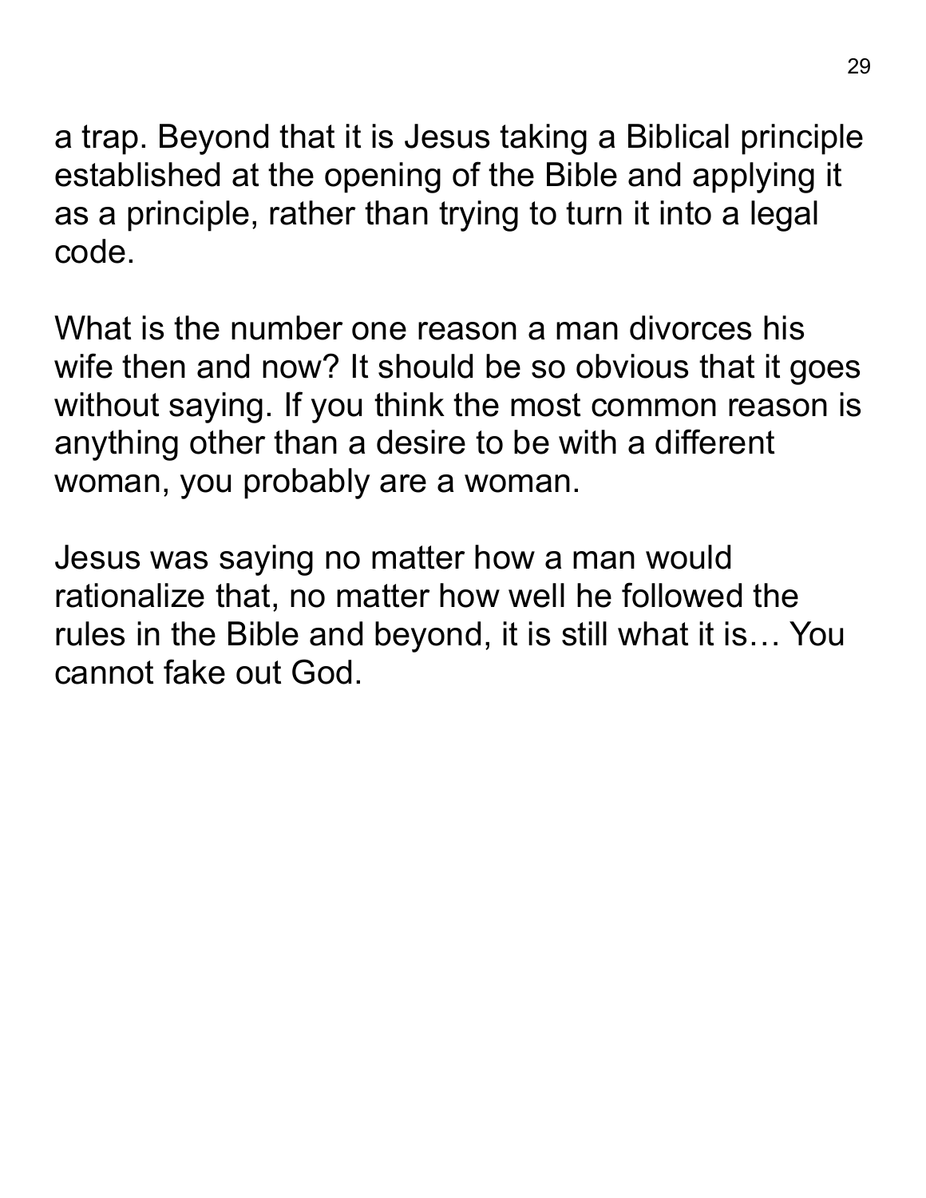a trap. Beyond that it is Jesus taking a Biblical principle established at the opening of the Bible and applying it as a principle, rather than trying to turn it into a legal code.

What is the number one reason a man divorces his wife then and now? It should be so obvious that it goes without saying. If you think the most common reason is anything other than a desire to be with a different woman, you probably are a woman.

Jesus was saying no matter how a man would rationalize that, no matter how well he followed the rules in the Bible and beyond, it is still what it is… You cannot fake out God.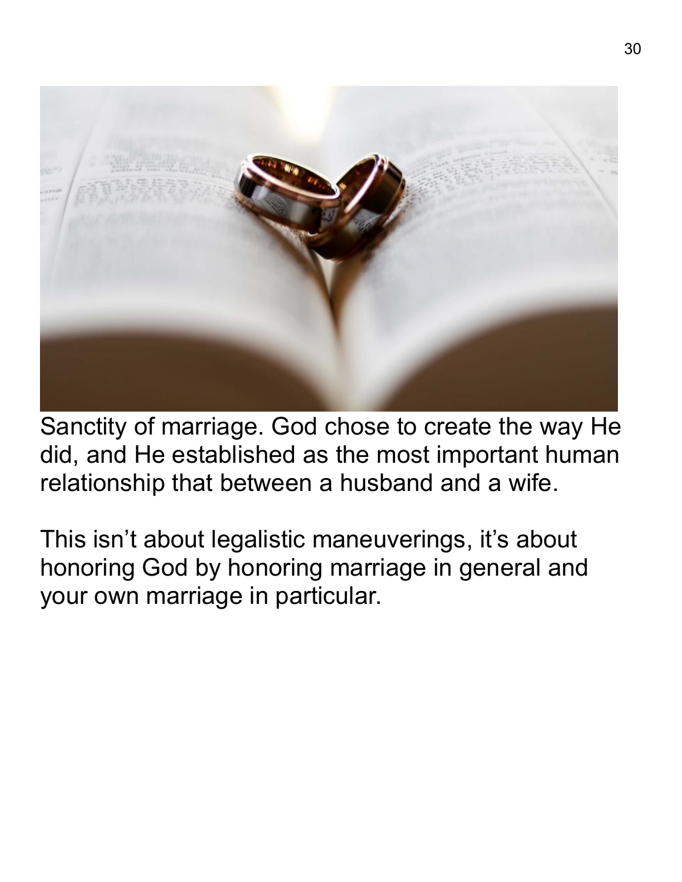Sanctity of marriage. God chose to create the way He did, and He established as the most important human relationship that between a husband and a wife.

This isn't about legalistic maneuverings, it's about honoring God by honoring marriage in general and your own marriage in particular.